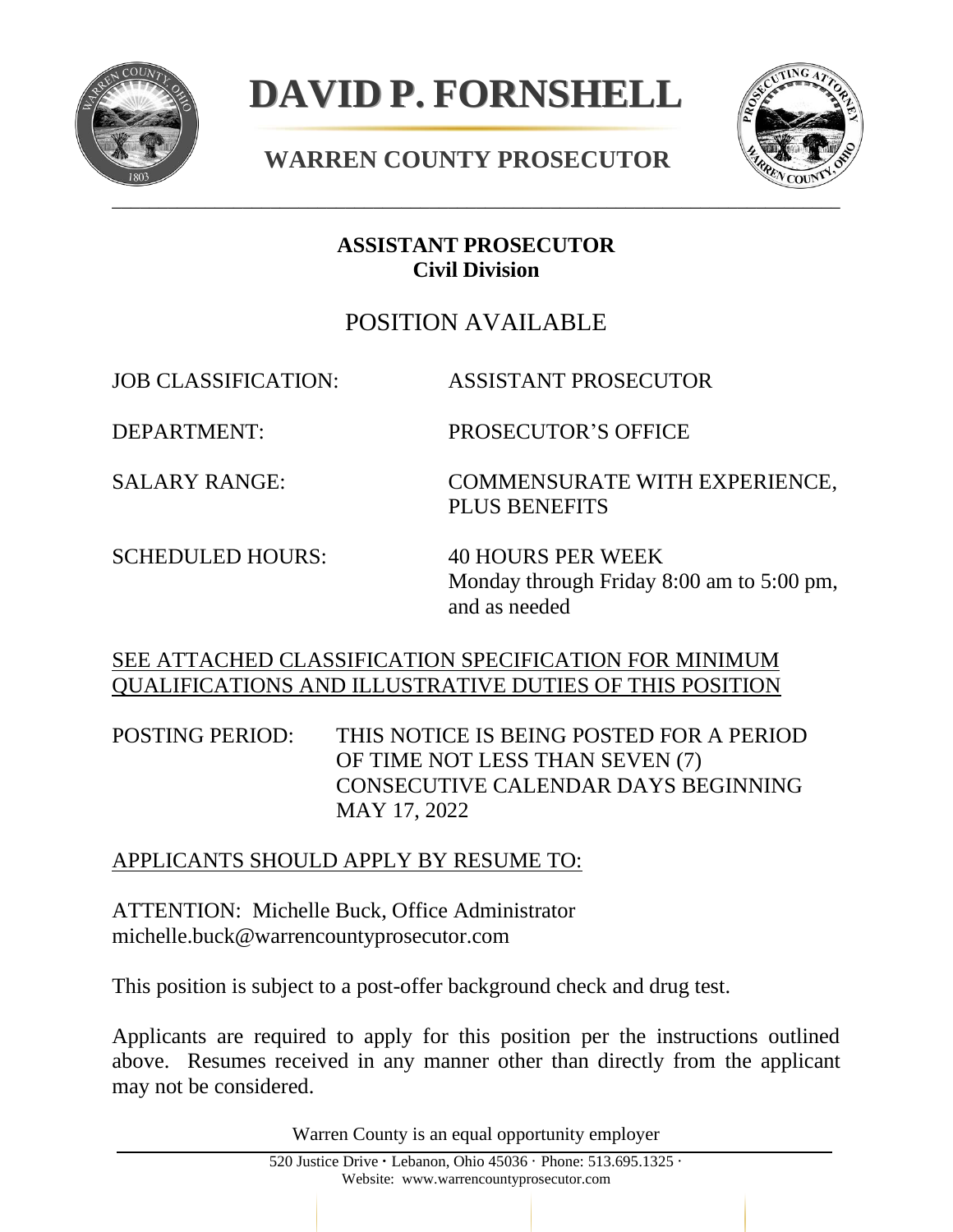# DAVID P. FORNSHELL

## WARREN COUNTY PROSECUTOR

---

**ASSISTANT PROSECUTOR**
**Civil Division**

## POSITION AVAILABLE

| | |
|---|---|
| JOB CLASSIFICATION: | ASSISTANT PROSECUTOR |
| DEPARTMENT: | PROSECUTOR'S OFFICE |
| SALARY RANGE: | COMMENSURATE WITH EXPERIENCE, PLUS BENEFITS |
| SCHEDULED HOURS: | 40 HOURS PER WEEK<br>Monday through Friday 8:00 am to 5:00 pm, and as needed |

SEE ATTACHED CLASSIFICATION SPECIFICATION FOR MINIMUM QUALIFICATIONS AND ILLUSTRATIVE DUTIES OF THIS POSITION

POSTING PERIOD: THIS NOTICE IS BEING POSTED FOR A PERIOD OF TIME NOT LESS THAN SEVEN (7) CONSECUTIVE CALENDAR DAYS BEGINNING MAY 17, 2022

APPLICANTS SHOULD APPLY BY RESUME TO:

ATTENTION: Michelle Buck, Office Administrator
michelle.buck@warrencountyprosecutor.com

This position is subject to a post-offer background check and drug test.

Applicants are required to apply for this position per the instructions outlined above. Resumes received in any manner other than directly from the applicant may not be considered.

Warren County is an equal opportunity employer

520 Justice Drive · Lebanon, Ohio 45036 · Phone: 513.695.1325 ·
Website: www.warrencountyprosecutor.com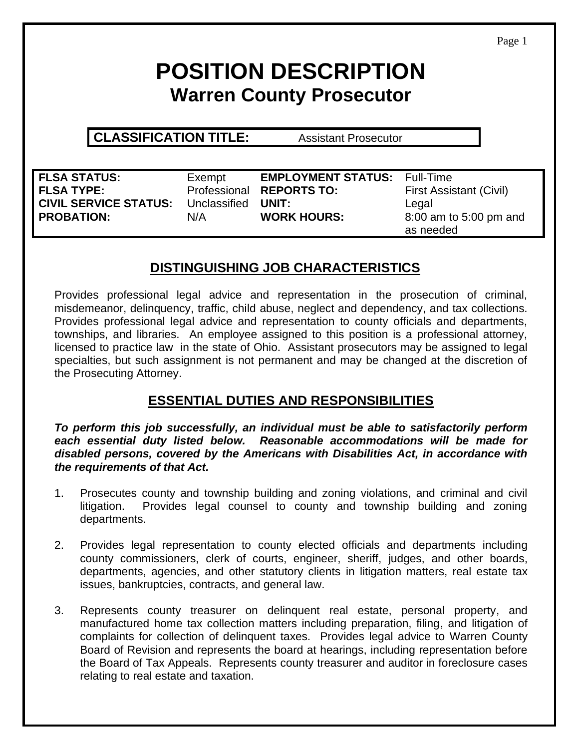# POSITION DESCRIPTION

## Warren County Prosecutor

**CLASSIFICATION TITLE:** Assistant Prosecutor

| | | | |
|---|---|---|---|
| **FLSA STATUS:** | Exempt | **EMPLOYMENT STATUS:** | Full-Time |
| **FLSA TYPE:** | Professional | **REPORTS TO:** | First Assistant (Civil) |
| **CIVIL SERVICE STATUS:** | Unclassified | **UNIT:** | Legal |
| **PROBATION:** | N/A | **WORK HOURS:** | 8:00 am to 5:00 pm and as needed |

### DISTINGUISHING JOB CHARACTERISTICS

Provides professional legal advice and representation in the prosecution of criminal, misdemeanor, delinquency, traffic, child abuse, neglect and dependency, and tax collections. Provides professional legal advice and representation to county officials and departments, townships, and libraries. An employee assigned to this position is a professional attorney, licensed to practice law in the state of Ohio. Assistant prosecutors may be assigned to legal specialties, but such assignment is not permanent and may be changed at the discretion of the Prosecuting Attorney.

### ESSENTIAL DUTIES AND RESPONSIBILITIES

***To perform this job successfully, an individual must be able to satisfactorily perform each essential duty listed below. Reasonable accommodations will be made for disabled persons, covered by the Americans with Disabilities Act, in accordance with the requirements of that Act.***

1. Prosecutes county and township building and zoning violations, and criminal and civil litigation. Provides legal counsel to county and township building and zoning departments.

2. Provides legal representation to county elected officials and departments including county commissioners, clerk of courts, engineer, sheriff, judges, and other boards, departments, agencies, and other statutory clients in litigation matters, real estate tax issues, bankruptcies, contracts, and general law.

3. Represents county treasurer on delinquent real estate, personal property, and manufactured home tax collection matters including preparation, filing, and litigation of complaints for collection of delinquent taxes. Provides legal advice to Warren County Board of Revision and represents the board at hearings, including representation before the Board of Tax Appeals. Represents county treasurer and auditor in foreclosure cases relating to real estate and taxation.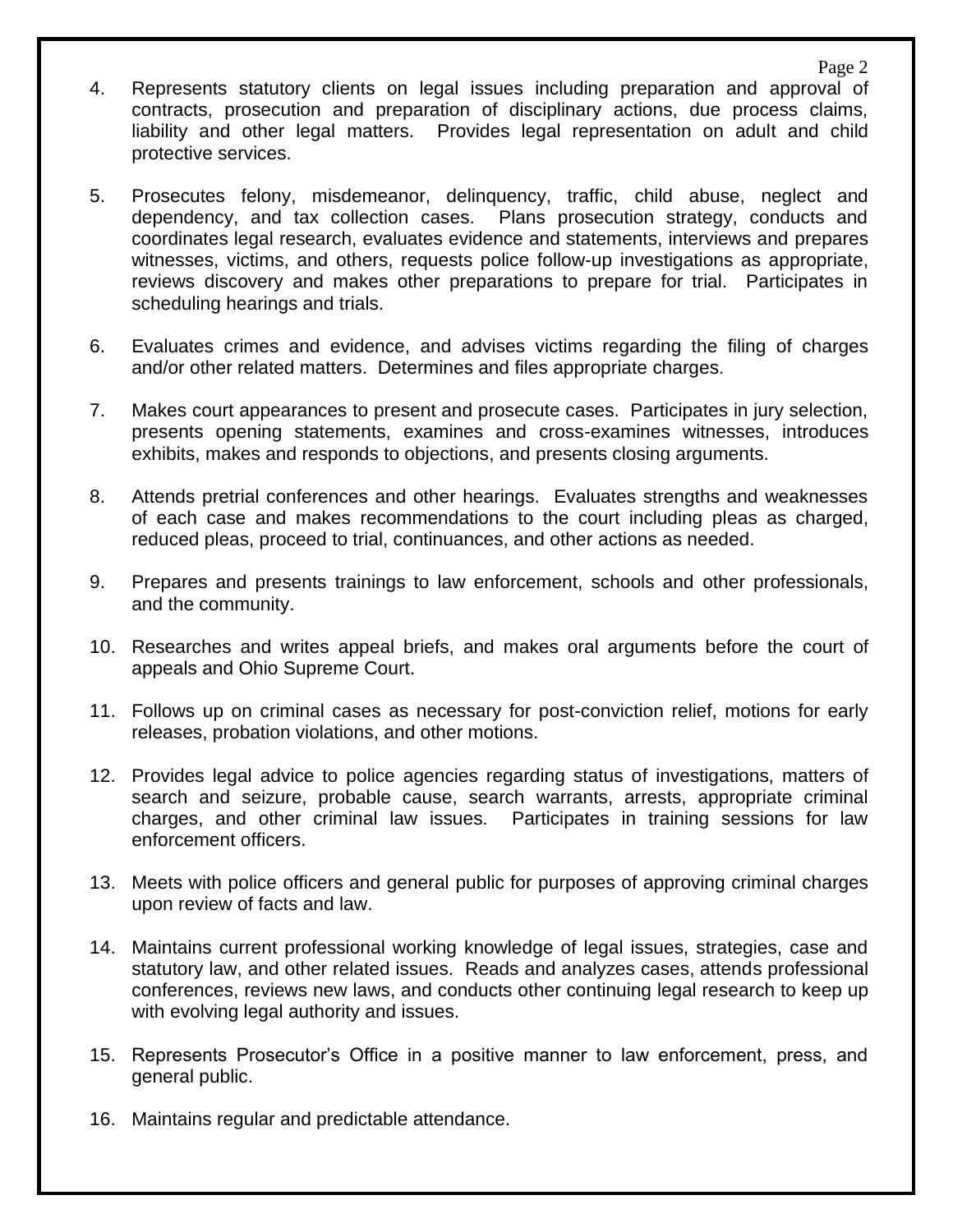4. Represents statutory clients on legal issues including preparation and approval of contracts, prosecution and preparation of disciplinary actions, due process claims, liability and other legal matters. Provides legal representation on adult and child protective services.

5. Prosecutes felony, misdemeanor, delinquency, traffic, child abuse, neglect and dependency, and tax collection cases. Plans prosecution strategy, conducts and coordinates legal research, evaluates evidence and statements, interviews and prepares witnesses, victims, and others, requests police follow-up investigations as appropriate, reviews discovery and makes other preparations to prepare for trial. Participates in scheduling hearings and trials.

6. Evaluates crimes and evidence, and advises victims regarding the filing of charges and/or other related matters. Determines and files appropriate charges.

7. Makes court appearances to present and prosecute cases. Participates in jury selection, presents opening statements, examines and cross-examines witnesses, introduces exhibits, makes and responds to objections, and presents closing arguments.

8. Attends pretrial conferences and other hearings. Evaluates strengths and weaknesses of each case and makes recommendations to the court including pleas as charged, reduced pleas, proceed to trial, continuances, and other actions as needed.

9. Prepares and presents trainings to law enforcement, schools and other professionals, and the community.

10. Researches and writes appeal briefs, and makes oral arguments before the court of appeals and Ohio Supreme Court.

11. Follows up on criminal cases as necessary for post-conviction relief, motions for early releases, probation violations, and other motions.

12. Provides legal advice to police agencies regarding status of investigations, matters of search and seizure, probable cause, search warrants, arrests, appropriate criminal charges, and other criminal law issues. Participates in training sessions for law enforcement officers.

13. Meets with police officers and general public for purposes of approving criminal charges upon review of facts and law.

14. Maintains current professional working knowledge of legal issues, strategies, case and statutory law, and other related issues. Reads and analyzes cases, attends professional conferences, reviews new laws, and conducts other continuing legal research to keep up with evolving legal authority and issues.

15. Represents Prosecutor's Office in a positive manner to law enforcement, press, and general public.

16. Maintains regular and predictable attendance.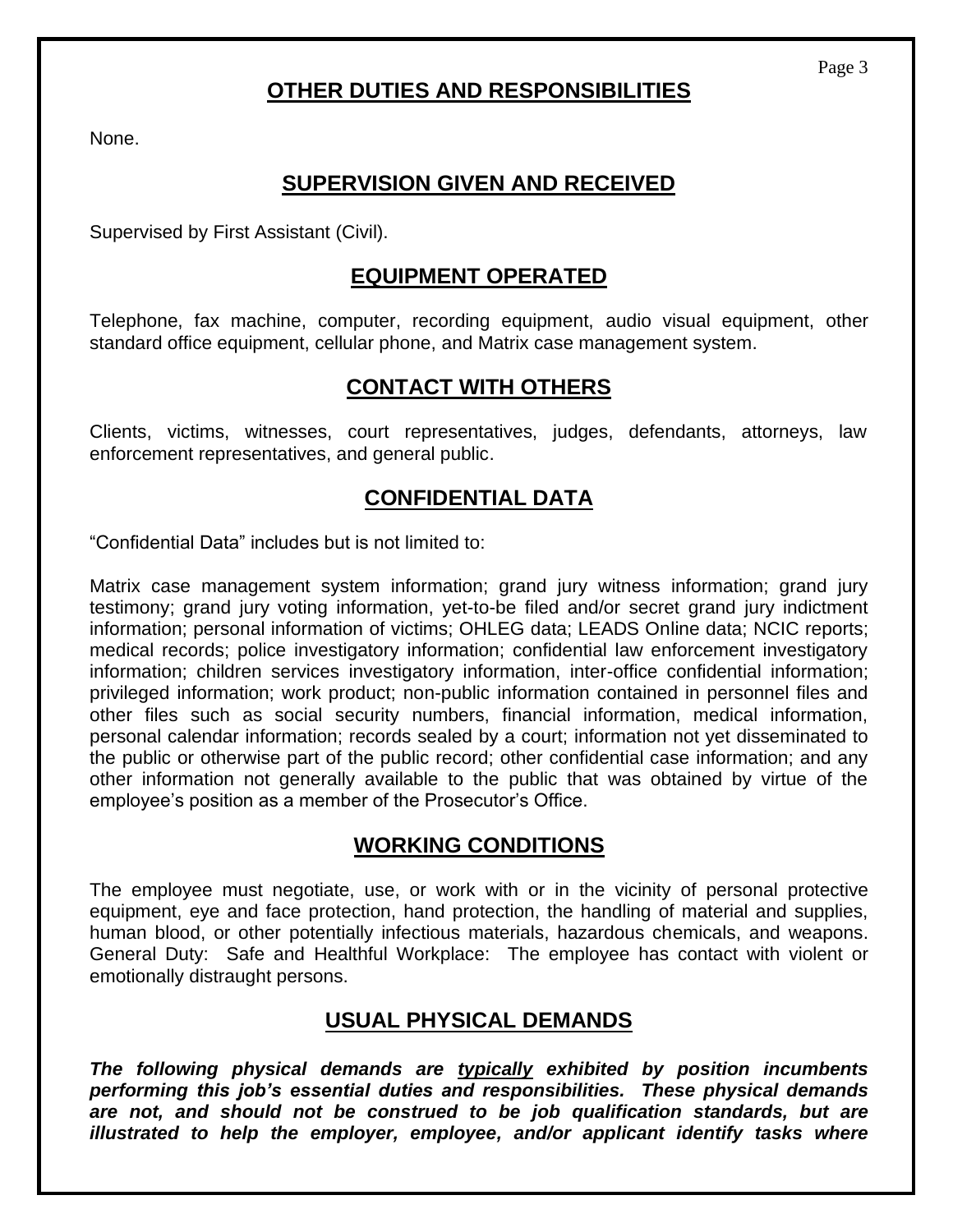## OTHER DUTIES AND RESPONSIBILITIES

None.

## SUPERVISION GIVEN AND RECEIVED

Supervised by First Assistant (Civil).

## EQUIPMENT OPERATED

Telephone, fax machine, computer, recording equipment, audio visual equipment, other standard office equipment, cellular phone, and Matrix case management system.

## CONTACT WITH OTHERS

Clients, victims, witnesses, court representatives, judges, defendants, attorneys, law enforcement representatives, and general public.

## CONFIDENTIAL DATA

"Confidential Data" includes but is not limited to:

Matrix case management system information; grand jury witness information; grand jury testimony; grand jury voting information, yet-to-be filed and/or secret grand jury indictment information; personal information of victims; OHLEG data; LEADS Online data; NCIC reports; medical records; police investigatory information; confidential law enforcement investigatory information; children services investigatory information, inter-office confidential information; privileged information; work product; non-public information contained in personnel files and other files such as social security numbers, financial information, medical information, personal calendar information; records sealed by a court; information not yet disseminated to the public or otherwise part of the public record; other confidential case information; and any other information not generally available to the public that was obtained by virtue of the employee's position as a member of the Prosecutor's Office.

## WORKING CONDITIONS

The employee must negotiate, use, or work with or in the vicinity of personal protective equipment, eye and face protection, hand protection, the handling of material and supplies, human blood, or other potentially infectious materials, hazardous chemicals, and weapons. General Duty: Safe and Healthful Workplace: The employee has contact with violent or emotionally distraught persons.

## USUAL PHYSICAL DEMANDS

***The following physical demands are <u>typically</u> exhibited by position incumbents performing this job's essential duties and responsibilities. These physical demands are not, and should not be construed to be job qualification standards, but are illustrated to help the employer, employee, and/or applicant identify tasks where***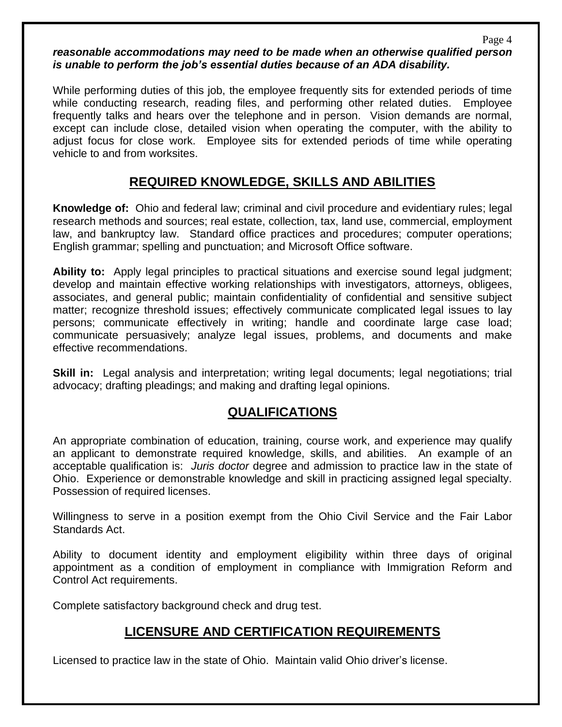***reasonable accommodations may need to be made when an otherwise qualified person is unable to perform the job's essential duties because of an ADA disability.***

While performing duties of this job, the employee frequently sits for extended periods of time while conducting research, reading files, and performing other related duties. Employee frequently talks and hears over the telephone and in person. Vision demands are normal, except can include close, detailed vision when operating the computer, with the ability to adjust focus for close work. Employee sits for extended periods of time while operating vehicle to and from worksites.

## REQUIRED KNOWLEDGE, SKILLS AND ABILITIES

**Knowledge of:** Ohio and federal law; criminal and civil procedure and evidentiary rules; legal research methods and sources; real estate, collection, tax, land use, commercial, employment law, and bankruptcy law. Standard office practices and procedures; computer operations; English grammar; spelling and punctuation; and Microsoft Office software.

**Ability to:** Apply legal principles to practical situations and exercise sound legal judgment; develop and maintain effective working relationships with investigators, attorneys, obligees, associates, and general public; maintain confidentiality of confidential and sensitive subject matter; recognize threshold issues; effectively communicate complicated legal issues to lay persons; communicate effectively in writing; handle and coordinate large case load; communicate persuasively; analyze legal issues, problems, and documents and make effective recommendations.

**Skill in:** Legal analysis and interpretation; writing legal documents; legal negotiations; trial advocacy; drafting pleadings; and making and drafting legal opinions.

## QUALIFICATIONS

An appropriate combination of education, training, course work, and experience may qualify an applicant to demonstrate required knowledge, skills, and abilities. An example of an acceptable qualification is: *Juris doctor* degree and admission to practice law in the state of Ohio. Experience or demonstrable knowledge and skill in practicing assigned legal specialty. Possession of required licenses.

Willingness to serve in a position exempt from the Ohio Civil Service and the Fair Labor Standards Act.

Ability to document identity and employment eligibility within three days of original appointment as a condition of employment in compliance with Immigration Reform and Control Act requirements.

Complete satisfactory background check and drug test.

## LICENSURE AND CERTIFICATION REQUIREMENTS

Licensed to practice law in the state of Ohio. Maintain valid Ohio driver's license.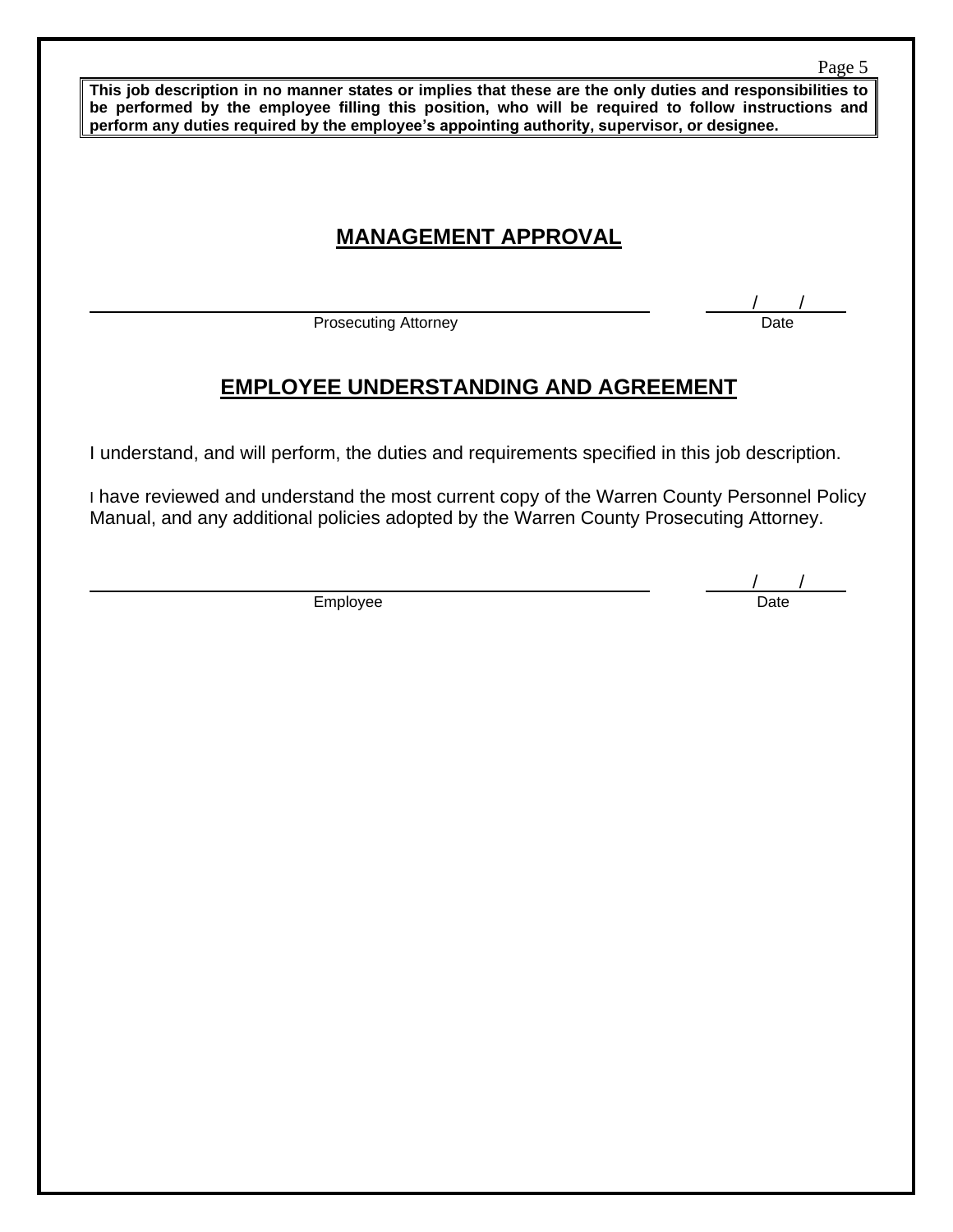**This job description in no manner states or implies that these are the only duties and responsibilities to be performed by the employee filling this position, who will be required to follow instructions and perform any duties required by the employee's appointing authority, supervisor, or designee.**

## MANAGEMENT APPROVAL

\_\_\_\_\_\_\_\_\_\_\_\_\_\_\_\_\_\_\_\_\_\_\_\_\_\_\_\_\_\_\_\_\_\_\_\_\_\_\_\_\_\_\_\_ \_\_\_\_/\_\_\_\_/\_\_\_\_

Prosecuting Attorney Date

## EMPLOYEE UNDERSTANDING AND AGREEMENT

I understand, and will perform, the duties and requirements specified in this job description.

I have reviewed and understand the most current copy of the Warren County Personnel Policy Manual, and any additional policies adopted by the Warren County Prosecuting Attorney.

\_\_\_\_\_\_\_\_\_\_\_\_\_\_\_\_\_\_\_\_\_\_\_\_\_\_\_\_\_\_\_\_\_\_\_\_\_\_\_\_\_\_\_\_ \_\_\_\_/\_\_\_\_/\_\_\_\_

Employee Date